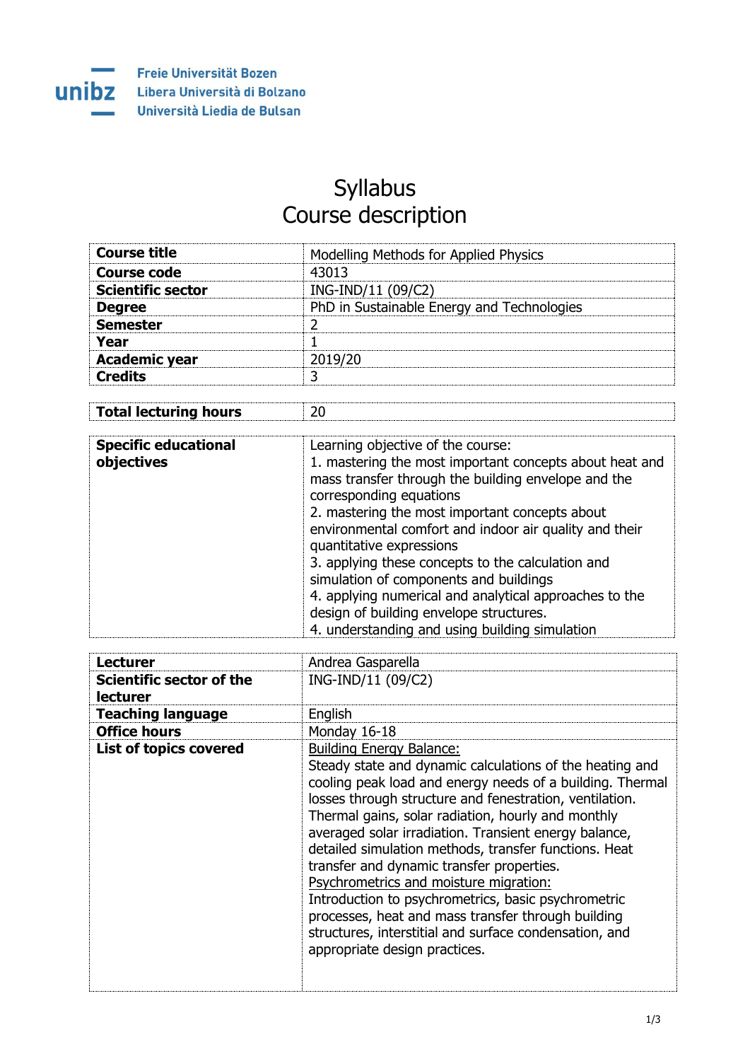Freie Universität Bozen
Libera Università di Bolzano
Università Liedia de Bulsan

# Syllabus
# Course description

| | |
|---|---|
| **Course title** | Modelling Methods for Applied Physics |
| **Course code** | 43013 |
| **Scientific sector** | ING-IND/11 (09/C2) |
| **Degree** | PhD in Sustainable Energy and Technologies |
| **Semester** | 2 |
| **Year** | 1 |
| **Academic year** | 2019/20 |
| **Credits** | 3 |

| | |
|---|---|
| **Total lecturing hours** | 20 |

| | |
|---|---|
| **Specific educational objectives** | Learning objective of the course:<br>1. mastering the most important concepts about heat and mass transfer through the building envelope and the corresponding equations<br>2. mastering the most important concepts about environmental comfort and indoor air quality and their quantitative expressions<br>3. applying these concepts to the calculation and simulation of components and buildings<br>4. applying numerical and analytical approaches to the design of building envelope structures.<br>4. understanding and using building simulation |

| | |
|---|---|
| **Lecturer** | Andrea Gasparella |
| **Scientific sector of the lecturer** | ING-IND/11 (09/C2) |
| **Teaching language** | English |
| **Office hours** | Monday 16-18 |
| **List of topics covered** | Building Energy Balance:<br>Steady state and dynamic calculations of the heating and cooling peak load and energy needs of a building. Thermal losses through structure and fenestration, ventilation. Thermal gains, solar radiation, hourly and monthly averaged solar irradiation. Transient energy balance, detailed simulation methods, transfer functions. Heat transfer and dynamic transfer properties.<br>Psychrometrics and moisture migration:<br>Introduction to psychrometrics, basic psychrometric processes, heat and mass transfer through building structures, interstitial and surface condensation, and appropriate design practices. |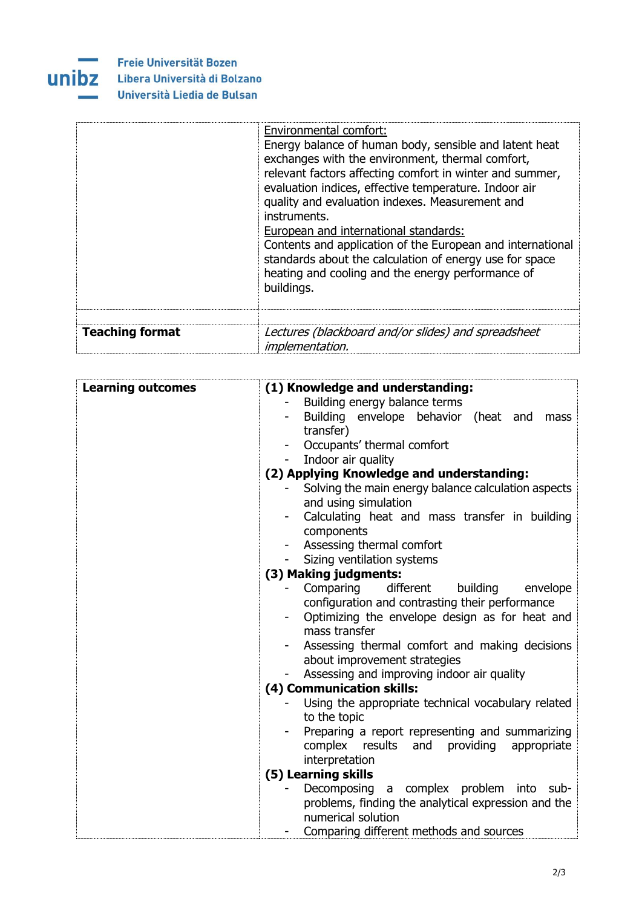| | |
|---|---|
| | <u>Environmental comfort:</u><br>Energy balance of human body, sensible and latent heat exchanges with the environment, thermal comfort, relevant factors affecting comfort in winter and summer, evaluation indices, effective temperature. Indoor air quality and evaluation indexes. Measurement and instruments.<br><u>European and international standards:</u><br>Contents and application of the European and international standards about the calculation of energy use for space heating and cooling and the energy performance of buildings. |
| | |
| **Teaching format** | *Lectures (blackboard and/or slides) and spreadsheet implementation.* |

| | |
|---|---|
| **Learning outcomes** | **(1) Knowledge and understanding:**<br>- Building energy balance terms<br>- Building envelope behavior (heat and mass transfer)<br>- Occupants' thermal comfort<br>- Indoor air quality<br>**(2) Applying Knowledge and understanding:**<br>- Solving the main energy balance calculation aspects and using simulation<br>- Calculating heat and mass transfer in building components<br>- Assessing thermal comfort<br>- Sizing ventilation systems<br>**(3) Making judgments:**<br>- Comparing different building envelope configuration and contrasting their performance<br>- Optimizing the envelope design as for heat and mass transfer<br>- Assessing thermal comfort and making decisions about improvement strategies<br>- Assessing and improving indoor air quality<br>**(4) Communication skills:**<br>- Using the appropriate technical vocabulary related to the topic<br>- Preparing a report representing and summarizing complex results and providing appropriate interpretation<br>**(5) Learning skills**<br>- Decomposing a complex problem into sub-problems, finding the analytical expression and the numerical solution<br>- Comparing different methods and sources |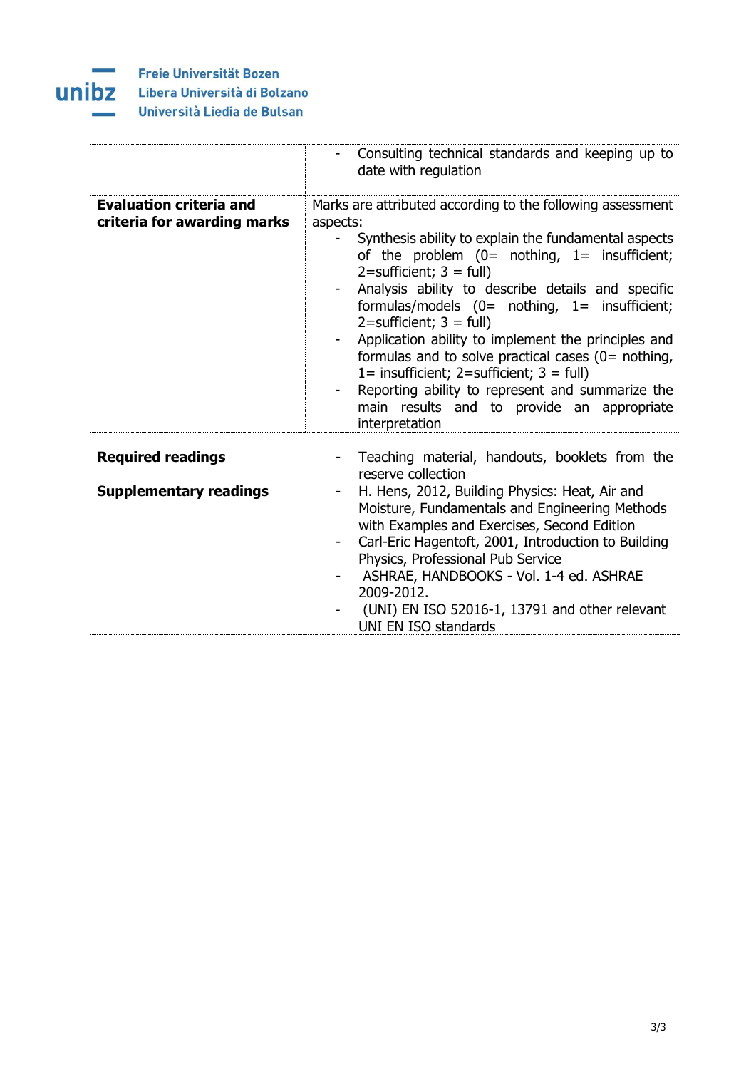| | |
|---|---|
| | - Consulting technical standards and keeping up to date with regulation |
| **Evaluation criteria and criteria for awarding marks** | Marks are attributed according to the following assessment aspects:<br>- Synthesis ability to explain the fundamental aspects of the problem (0= nothing, 1= insufficient; 2=sufficient; 3 = full)<br>- Analysis ability to describe details and specific formulas/models (0= nothing, 1= insufficient; 2=sufficient; 3 = full)<br>- Application ability to implement the principles and formulas and to solve practical cases (0= nothing, 1= insufficient; 2=sufficient; 3 = full)<br>- Reporting ability to represent and summarize the main results and to provide an appropriate interpretation |

| | |
|---|---|
| **Required readings** | - Teaching material, handouts, booklets from the reserve collection |
| **Supplementary readings** | - H. Hens, 2012, Building Physics: Heat, Air and Moisture, Fundamentals and Engineering Methods with Examples and Exercises, Second Edition<br>- Carl-Eric Hagentoft, 2001, Introduction to Building Physics, Professional Pub Service<br>- ASHRAE, HANDBOOKS - Vol. 1-4 ed. ASHRAE 2009-2012.<br>- (UNI) EN ISO 52016-1, 13791 and other relevant UNI EN ISO standards |